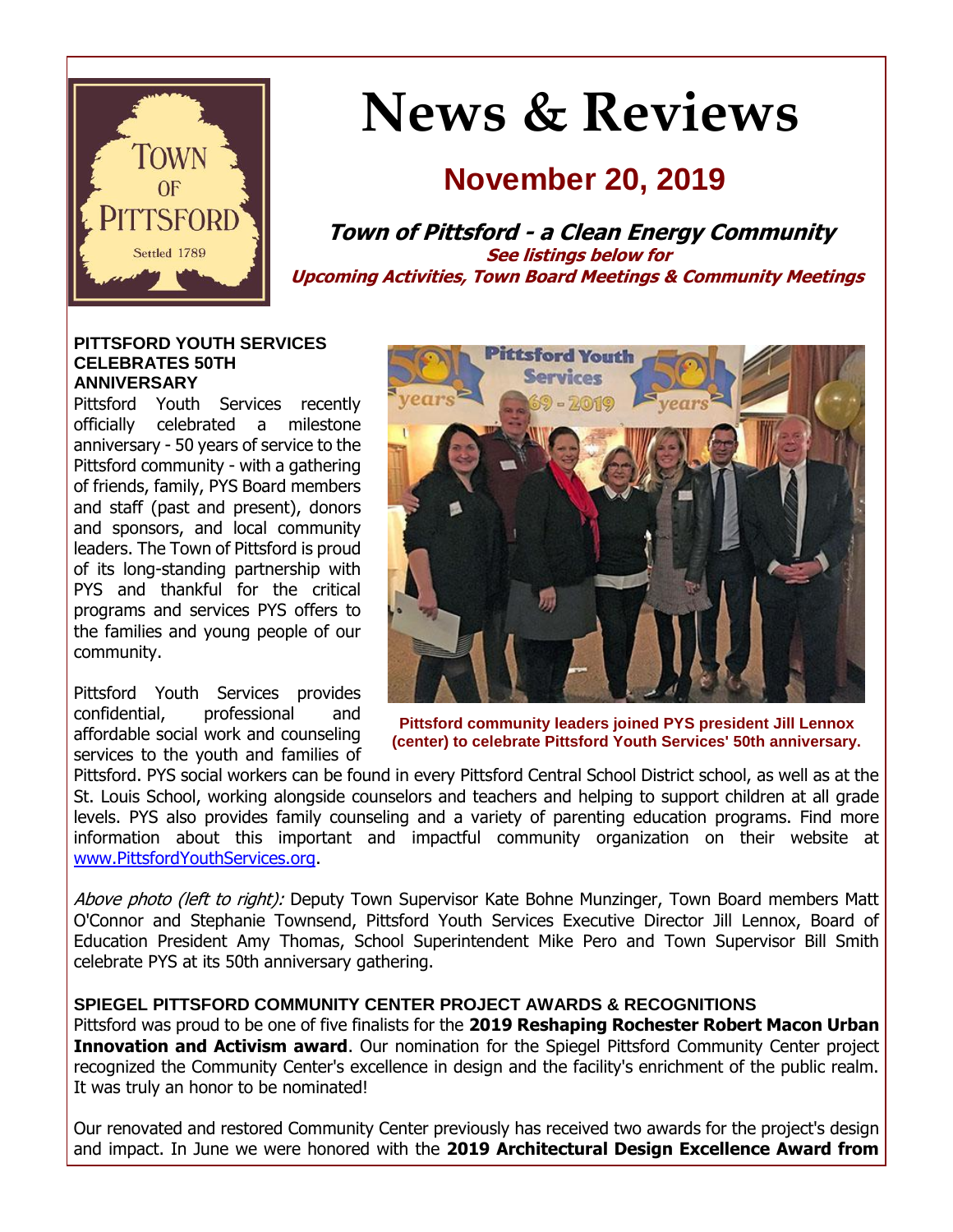# News & Reviews

## November 20, 2019

**Town of Pittsford - a Clean Energy Community**

**See listings below for**
**Upcoming Activities, Town Board Meetings & Community Meetings**

### PITTSFORD YOUTH SERVICES CELEBRATES 50TH ANNIVERSARY

Pittsford Youth Services recently officially celebrated a milestone anniversary - 50 years of service to the Pittsford community - with a gathering of friends, family, PYS Board members and staff (past and present), donors and sponsors, and local community leaders. The Town of Pittsford is proud of its long-standing partnership with PYS and thankful for the critical programs and services PYS offers to the families and young people of our community.

**Pittsford community leaders joined PYS president Jill Lennox (center) to celebrate Pittsford Youth Services' 50th anniversary.**

Pittsford Youth Services provides confidential, professional and affordable social work and counseling services to the youth and families of Pittsford. PYS social workers can be found in every Pittsford Central School District school, as well as at the St. Louis School, working alongside counselors and teachers and helping to support children at all grade levels. PYS also provides family counseling and a variety of parenting education programs. Find more information about this important and impactful community organization on their website at [www.PittsfordYouthServices.org](http://www.PittsfordYouthServices.org).

*Above photo (left to right):* Deputy Town Supervisor Kate Bohne Munzinger, Town Board members Matt O'Connor and Stephanie Townsend, Pittsford Youth Services Executive Director Jill Lennox, Board of Education President Amy Thomas, School Superintendent Mike Pero and Town Supervisor Bill Smith celebrate PYS at its 50th anniversary gathering.

### SPIEGEL PITTSFORD COMMUNITY CENTER PROJECT AWARDS & RECOGNITIONS

Pittsford was proud to be one of five finalists for the **2019 Reshaping Rochester Robert Macon Urban Innovation and Activism award**. Our nomination for the Spiegel Pittsford Community Center project recognized the Community Center's excellence in design and the facility's enrichment of the public realm. It was truly an honor to be nominated!

Our renovated and restored Community Center previously has received two awards for the project's design and impact. In June we were honored with the **2019 Architectural Design Excellence Award from**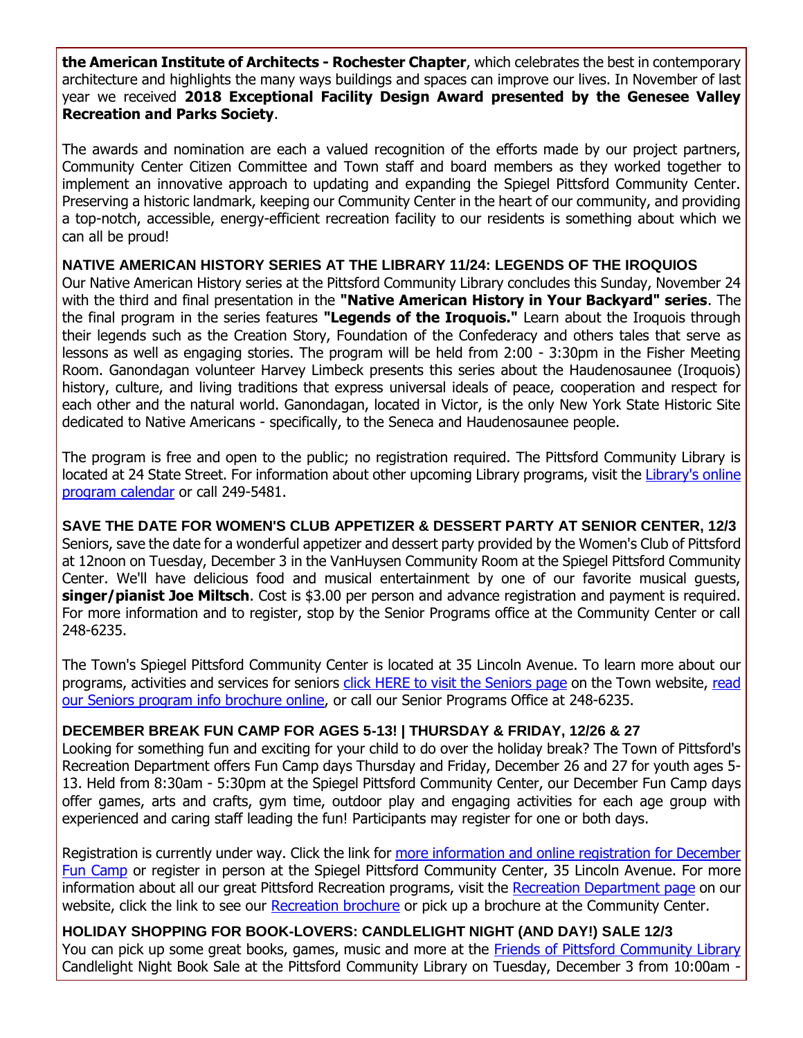**the American Institute of Architects - Rochester Chapter**, which celebrates the best in contemporary architecture and highlights the many ways buildings and spaces can improve our lives. In November of last year we received **2018 Exceptional Facility Design Award presented by the Genesee Valley Recreation and Parks Society**.

The awards and nomination are each a valued recognition of the efforts made by our project partners, Community Center Citizen Committee and Town staff and board members as they worked together to implement an innovative approach to updating and expanding the Spiegel Pittsford Community Center. Preserving a historic landmark, keeping our Community Center in the heart of our community, and providing a top-notch, accessible, energy-efficient recreation facility to our residents is something about which we can all be proud!

### NATIVE AMERICAN HISTORY SERIES AT THE LIBRARY 11/24: LEGENDS OF THE IROQUIOS

Our Native American History series at the Pittsford Community Library concludes this Sunday, November 24 with the third and final presentation in the **"Native American History in Your Backyard" series**. The the final program in the series features **"Legends of the Iroquois."** Learn about the Iroquois through their legends such as the Creation Story, Foundation of the Confederacy and others tales that serve as lessons as well as engaging stories. The program will be held from 2:00 - 3:30pm in the Fisher Meeting Room. Ganondagan volunteer Harvey Limbeck presents this series about the Haudenosaunee (Iroquois) history, culture, and living traditions that express universal ideals of peace, cooperation and respect for each other and the natural world. Ganondagan, located in Victor, is the only New York State Historic Site dedicated to Native Americans - specifically, to the Seneca and Haudenosaunee people.

The program is free and open to the public; no registration required. The Pittsford Community Library is located at 24 State Street. For information about other upcoming Library programs, visit the [Library's online program calendar] or call 249-5481.

### SAVE THE DATE FOR WOMEN'S CLUB APPETIZER & DESSERT PARTY AT SENIOR CENTER, 12/3

Seniors, save the date for a wonderful appetizer and dessert party provided by the Women's Club of Pittsford at 12noon on Tuesday, December 3 in the VanHuysen Community Room at the Spiegel Pittsford Community Center. We'll have delicious food and musical entertainment by one of our favorite musical guests, **singer/pianist Joe Miltsch**. Cost is $3.00 per person and advance registration and payment is required. For more information and to register, stop by the Senior Programs office at the Community Center or call 248-6235.

The Town's Spiegel Pittsford Community Center is located at 35 Lincoln Avenue. To learn more about our programs, activities and services for seniors [click HERE to visit the Seniors page] on the Town website, [read our Seniors program info brochure online], or call our Senior Programs Office at 248-6235.

### DECEMBER BREAK FUN CAMP FOR AGES 5-13! | THURSDAY & FRIDAY, 12/26 & 27

Looking for something fun and exciting for your child to do over the holiday break? The Town of Pittsford's Recreation Department offers Fun Camp days Thursday and Friday, December 26 and 27 for youth ages 5-13. Held from 8:30am - 5:30pm at the Spiegel Pittsford Community Center, our December Fun Camp days offer games, arts and crafts, gym time, outdoor play and engaging activities for each age group with experienced and caring staff leading the fun! Participants may register for one or both days.

Registration is currently under way. Click the link for [more information and online registration for December Fun Camp] or register in person at the Spiegel Pittsford Community Center, 35 Lincoln Avenue. For more information about all our great Pittsford Recreation programs, visit the [Recreation Department page] on our website, click the link to see our [Recreation brochure] or pick up a brochure at the Community Center.

### HOLIDAY SHOPPING FOR BOOK-LOVERS: CANDLELIGHT NIGHT (AND DAY!) SALE 12/3

You can pick up some great books, games, music and more at the [Friends of Pittsford Community Library] Candlelight Night Book Sale at the Pittsford Community Library on Tuesday, December 3 from 10:00am -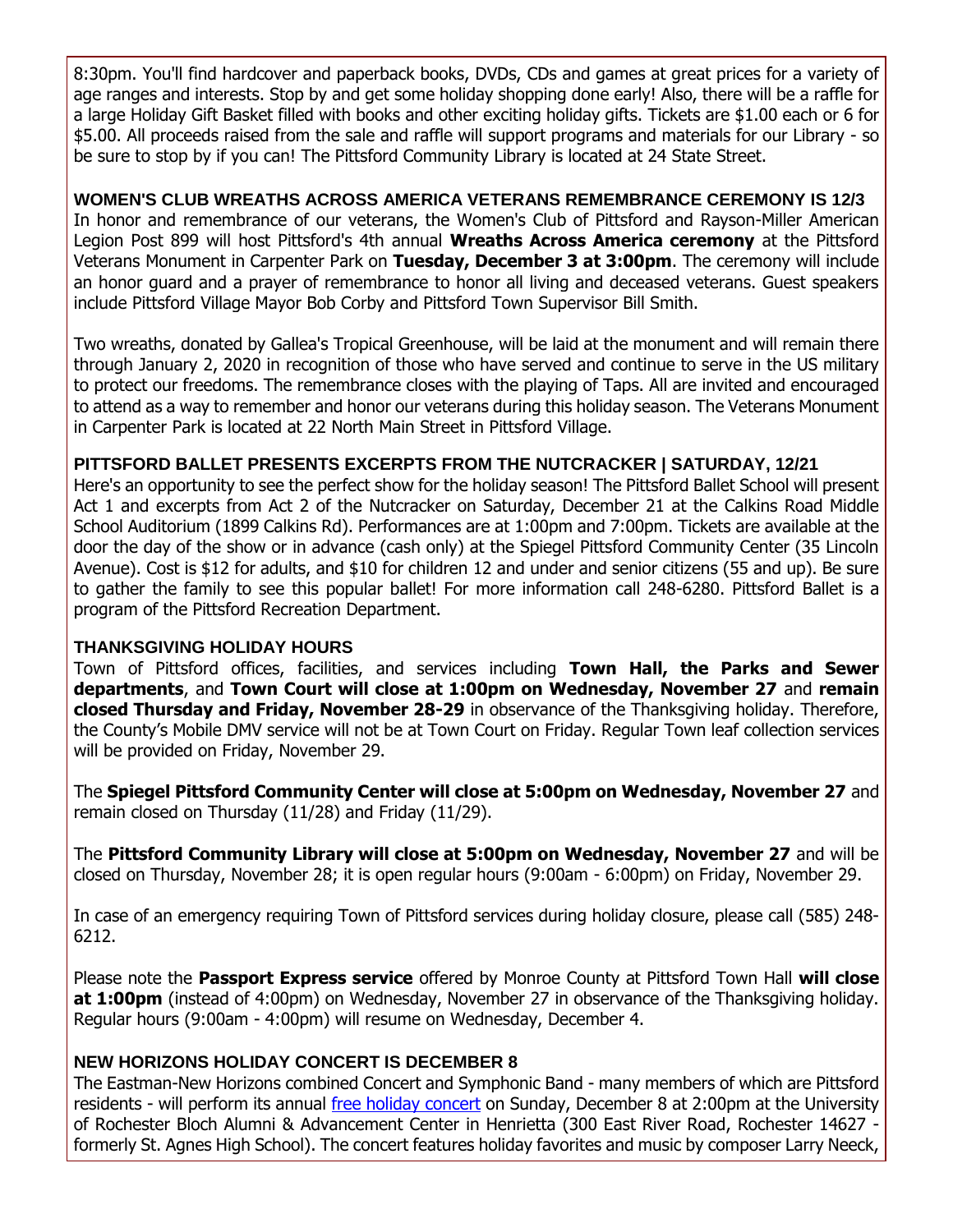8:30pm. You'll find hardcover and paperback books, DVDs, CDs and games at great prices for a variety of age ranges and interests. Stop by and get some holiday shopping done early! Also, there will be a raffle for a large Holiday Gift Basket filled with books and other exciting holiday gifts. Tickets are $1.00 each or 6 for $5.00. All proceeds raised from the sale and raffle will support programs and materials for our Library - so be sure to stop by if you can! The Pittsford Community Library is located at 24 State Street.

**WOMEN'S CLUB WREATHS ACROSS AMERICA VETERANS REMEMBRANCE CEREMONY IS 12/3**

In honor and remembrance of our veterans, the Women's Club of Pittsford and Rayson-Miller American Legion Post 899 will host Pittsford's 4th annual **Wreaths Across America ceremony** at the Pittsford Veterans Monument in Carpenter Park on **Tuesday, December 3 at 3:00pm**. The ceremony will include an honor guard and a prayer of remembrance to honor all living and deceased veterans. Guest speakers include Pittsford Village Mayor Bob Corby and Pittsford Town Supervisor Bill Smith.

Two wreaths, donated by Gallea's Tropical Greenhouse, will be laid at the monument and will remain there through January 2, 2020 in recognition of those who have served and continue to serve in the US military to protect our freedoms. The remembrance closes with the playing of Taps. All are invited and encouraged to attend as a way to remember and honor our veterans during this holiday season. The Veterans Monument in Carpenter Park is located at 22 North Main Street in Pittsford Village.

**PITTSFORD BALLET PRESENTS EXCERPTS FROM THE NUTCRACKER | SATURDAY, 12/21**

Here's an opportunity to see the perfect show for the holiday season! The Pittsford Ballet School will present Act 1 and excerpts from Act 2 of the Nutcracker on Saturday, December 21 at the Calkins Road Middle School Auditorium (1899 Calkins Rd). Performances are at 1:00pm and 7:00pm. Tickets are available at the door the day of the show or in advance (cash only) at the Spiegel Pittsford Community Center (35 Lincoln Avenue). Cost is $12 for adults, and $10 for children 12 and under and senior citizens (55 and up). Be sure to gather the family to see this popular ballet! For more information call 248-6280. Pittsford Ballet is a program of the Pittsford Recreation Department.

**THANKSGIVING HOLIDAY HOURS**

Town of Pittsford offices, facilities, and services including **Town Hall, the Parks and Sewer departments**, and **Town Court will close at 1:00pm on Wednesday, November 27** and **remain closed Thursday and Friday, November 28-29** in observance of the Thanksgiving holiday. Therefore, the County's Mobile DMV service will not be at Town Court on Friday. Regular Town leaf collection services will be provided on Friday, November 29.

The **Spiegel Pittsford Community Center will close at 5:00pm on Wednesday, November 27** and remain closed on Thursday (11/28) and Friday (11/29).

The **Pittsford Community Library will close at 5:00pm on Wednesday, November 27** and will be closed on Thursday, November 28; it is open regular hours (9:00am - 6:00pm) on Friday, November 29.

In case of an emergency requiring Town of Pittsford services during holiday closure, please call (585) 248-6212.

Please note the **Passport Express service** offered by Monroe County at Pittsford Town Hall **will close at 1:00pm** (instead of 4:00pm) on Wednesday, November 27 in observance of the Thanksgiving holiday. Regular hours (9:00am - 4:00pm) will resume on Wednesday, December 4.

**NEW HORIZONS HOLIDAY CONCERT IS DECEMBER 8**

The Eastman-New Horizons combined Concert and Symphonic Band - many members of which are Pittsford residents - will perform its annual free holiday concert on Sunday, December 8 at 2:00pm at the University of Rochester Bloch Alumni & Advancement Center in Henrietta (300 East River Road, Rochester 14627 - formerly St. Agnes High School). The concert features holiday favorites and music by composer Larry Neeck,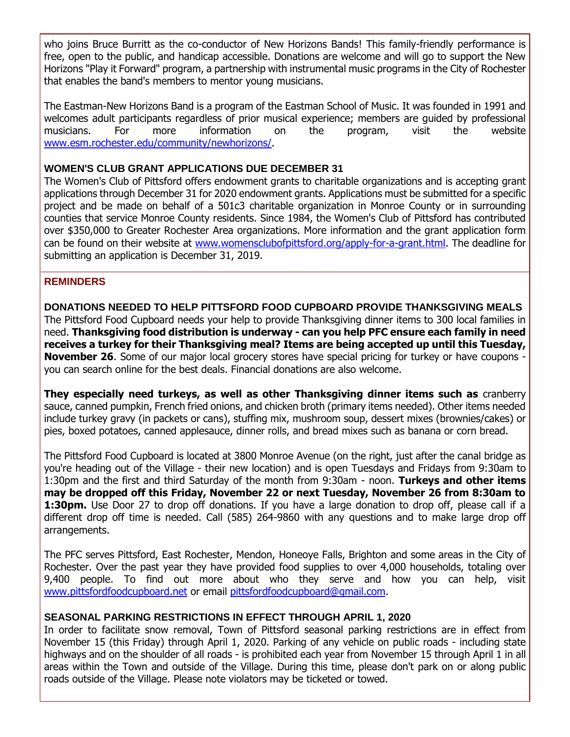who joins Bruce Burritt as the co-conductor of New Horizons Bands! This family-friendly performance is free, open to the public, and handicap accessible. Donations are welcome and will go to support the New Horizons "Play it Forward" program, a partnership with instrumental music programs in the City of Rochester that enables the band's members to mentor young musicians.

The Eastman-New Horizons Band is a program of the Eastman School of Music. It was founded in 1991 and welcomes adult participants regardless of prior musical experience; members are guided by professional musicians. For more information on the program, visit the website www.esm.rochester.edu/community/newhorizons/.

### WOMEN'S CLUB GRANT APPLICATIONS DUE DECEMBER 31

The Women's Club of Pittsford offers endowment grants to charitable organizations and is accepting grant applications through December 31 for 2020 endowment grants. Applications must be submitted for a specific project and be made on behalf of a 501c3 charitable organization in Monroe County or in surrounding counties that service Monroe County residents. Since 1984, the Women's Club of Pittsford has contributed over $350,000 to Greater Rochester Area organizations. More information and the grant application form can be found on their website at www.womensclubofpittsford.org/apply-for-a-grant.html. The deadline for submitting an application is December 31, 2019.

## REMINDERS

### DONATIONS NEEDED TO HELP PITTSFORD FOOD CUPBOARD PROVIDE THANKSGIVING MEALS

The Pittsford Food Cupboard needs your help to provide Thanksgiving dinner items to 300 local families in need. **Thanksgiving food distribution is underway - can you help PFC ensure each family in need receives a turkey for their Thanksgiving meal? Items are being accepted up until this Tuesday, November 26**. Some of our major local grocery stores have special pricing for turkey or have coupons - you can search online for the best deals. Financial donations are also welcome.

**They especially need turkeys, as well as other Thanksgiving dinner items such as** cranberry sauce, canned pumpkin, French fried onions, and chicken broth (primary items needed). Other items needed include turkey gravy (in packets or cans), stuffing mix, mushroom soup, dessert mixes (brownies/cakes) or pies, boxed potatoes, canned applesauce, dinner rolls, and bread mixes such as banana or corn bread.

The Pittsford Food Cupboard is located at 3800 Monroe Avenue (on the right, just after the canal bridge as you're heading out of the Village - their new location) and is open Tuesdays and Fridays from 9:30am to 1:30pm and the first and third Saturday of the month from 9:30am - noon. **Turkeys and other items may be dropped off this Friday, November 22 or next Tuesday, November 26 from 8:30am to 1:30pm.** Use Door 27 to drop off donations. If you have a large donation to drop off, please call if a different drop off time is needed. Call (585) 264-9860 with any questions and to make large drop off arrangements.

The PFC serves Pittsford, East Rochester, Mendon, Honeoye Falls, Brighton and some areas in the City of Rochester. Over the past year they have provided food supplies to over 4,000 households, totaling over 9,400 people. To find out more about who they serve and how you can help, visit www.pittsfordfoodcupboard.net or email pittsfordfoodcupboard@gmail.com.

### SEASONAL PARKING RESTRICTIONS IN EFFECT THROUGH APRIL 1, 2020

In order to facilitate snow removal, Town of Pittsford seasonal parking restrictions are in effect from November 15 (this Friday) through April 1, 2020. Parking of any vehicle on public roads - including state highways and on the shoulder of all roads - is prohibited each year from November 15 through April 1 in all areas within the Town and outside of the Village. During this time, please don't park on or along public roads outside of the Village. Please note violators may be ticketed or towed.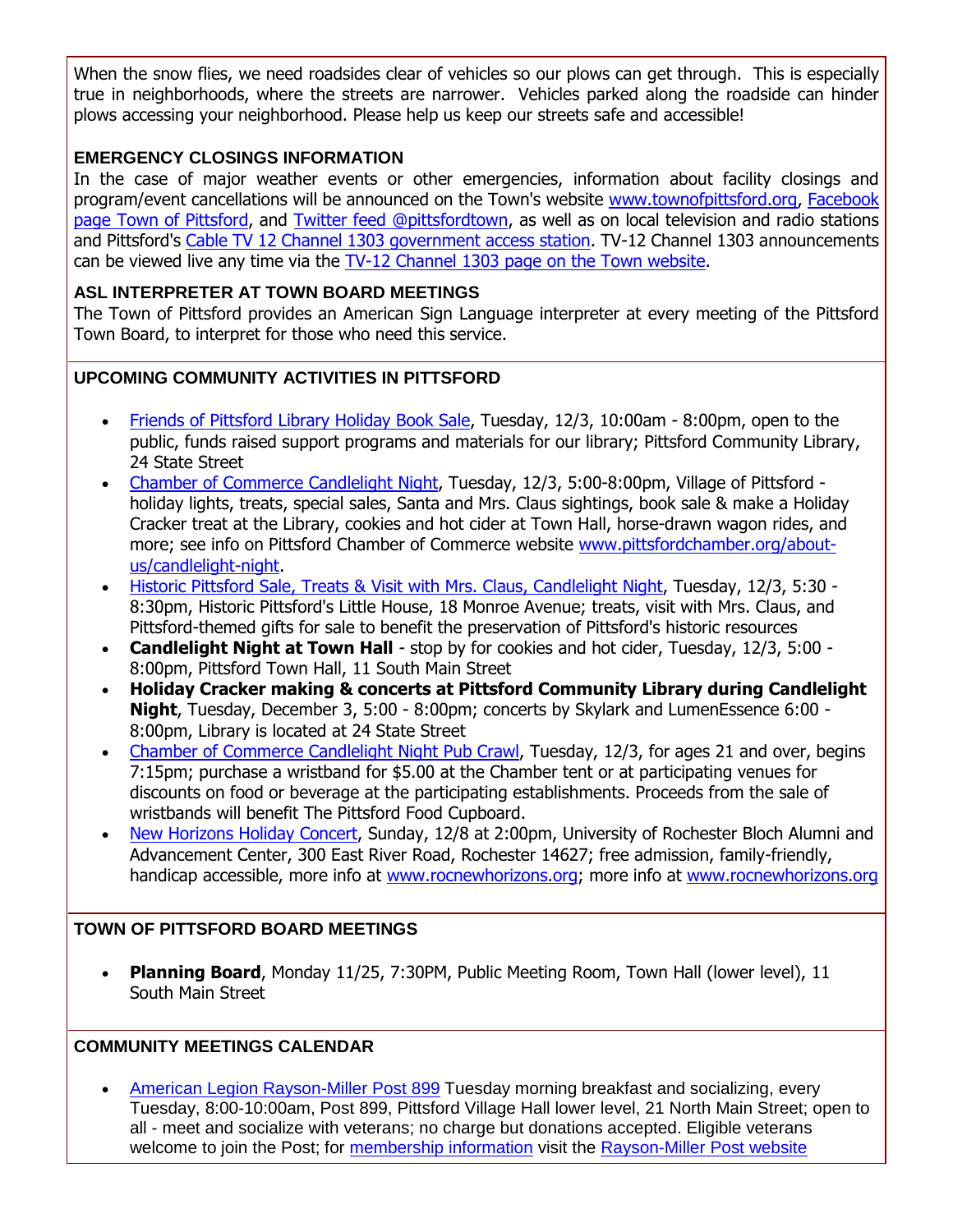When the snow flies, we need roadsides clear of vehicles so our plows can get through. This is especially true in neighborhoods, where the streets are narrower. Vehicles parked along the roadside can hinder plows accessing your neighborhood. Please help us keep our streets safe and accessible!

### EMERGENCY CLOSINGS INFORMATION

In the case of major weather events or other emergencies, information about facility closings and program/event cancellations will be announced on the Town's website www.townofpittsford.org, Facebook page Town of Pittsford, and Twitter feed @pittsfordtown, as well as on local television and radio stations and Pittsford's Cable TV 12 Channel 1303 government access station. TV-12 Channel 1303 announcements can be viewed live any time via the TV-12 Channel 1303 page on the Town website.

### ASL INTERPRETER AT TOWN BOARD MEETINGS

The Town of Pittsford provides an American Sign Language interpreter at every meeting of the Pittsford Town Board, to interpret for those who need this service.

### UPCOMING COMMUNITY ACTIVITIES IN PITTSFORD

- Friends of Pittsford Library Holiday Book Sale, Tuesday, 12/3, 10:00am - 8:00pm, open to the public, funds raised support programs and materials for our library; Pittsford Community Library, 24 State Street
- Chamber of Commerce Candlelight Night, Tuesday, 12/3, 5:00-8:00pm, Village of Pittsford - holiday lights, treats, special sales, Santa and Mrs. Claus sightings, book sale & make a Holiday Cracker treat at the Library, cookies and hot cider at Town Hall, horse-drawn wagon rides, and more; see info on Pittsford Chamber of Commerce website www.pittsfordchamber.org/about-us/candlelight-night.
- Historic Pittsford Sale, Treats & Visit with Mrs. Claus, Candlelight Night, Tuesday, 12/3, 5:30 - 8:30pm, Historic Pittsford's Little House, 18 Monroe Avenue; treats, visit with Mrs. Claus, and Pittsford-themed gifts for sale to benefit the preservation of Pittsford's historic resources
- **Candlelight Night at Town Hall** - stop by for cookies and hot cider, Tuesday, 12/3, 5:00 - 8:00pm, Pittsford Town Hall, 11 South Main Street
- **Holiday Cracker making & concerts at Pittsford Community Library during Candlelight Night**, Tuesday, December 3, 5:00 - 8:00pm; concerts by Skylark and LumenEssence 6:00 - 8:00pm, Library is located at 24 State Street
- Chamber of Commerce Candlelight Night Pub Crawl, Tuesday, 12/3, for ages 21 and over, begins 7:15pm; purchase a wristband for $5.00 at the Chamber tent or at participating venues for discounts on food or beverage at the participating establishments. Proceeds from the sale of wristbands will benefit The Pittsford Food Cupboard.
- New Horizons Holiday Concert, Sunday, 12/8 at 2:00pm, University of Rochester Bloch Alumni and Advancement Center, 300 East River Road, Rochester 14627; free admission, family-friendly, handicap accessible, more info at www.rocnewhorizons.org; more info at www.rocnewhorizons.org

### TOWN OF PITTSFORD BOARD MEETINGS

- **Planning Board**, Monday 11/25, 7:30PM, Public Meeting Room, Town Hall (lower level), 11 South Main Street

### COMMUNITY MEETINGS CALENDAR

- American Legion Rayson-Miller Post 899 Tuesday morning breakfast and socializing, every Tuesday, 8:00-10:00am, Post 899, Pittsford Village Hall lower level, 21 North Main Street; open to all - meet and socialize with veterans; no charge but donations accepted. Eligible veterans welcome to join the Post; for membership information visit the Rayson-Miller Post website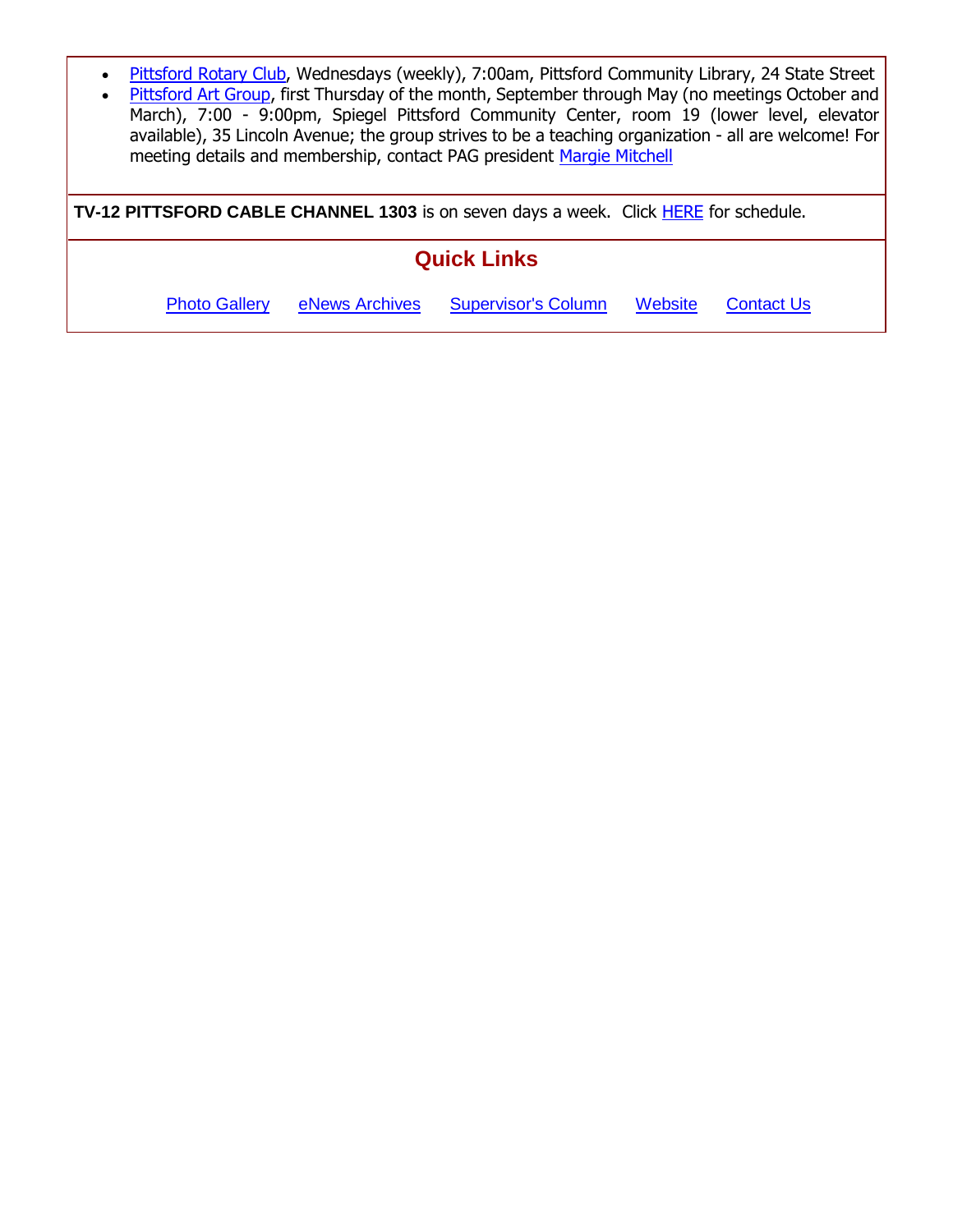- Pittsford Rotary Club, Wednesdays (weekly), 7:00am, Pittsford Community Library, 24 State Street
- Pittsford Art Group, first Thursday of the month, September through May (no meetings October and March), 7:00 - 9:00pm, Spiegel Pittsford Community Center, room 19 (lower level, elevator available), 35 Lincoln Avenue; the group strives to be a teaching organization - all are welcome! For meeting details and membership, contact PAG president Margie Mitchell

**TV-12 PITTSFORD CABLE CHANNEL 1303** is on seven days a week. Click HERE for schedule.

## Quick Links

Photo Gallery    eNews Archives    Supervisor's Column    Website    Contact Us